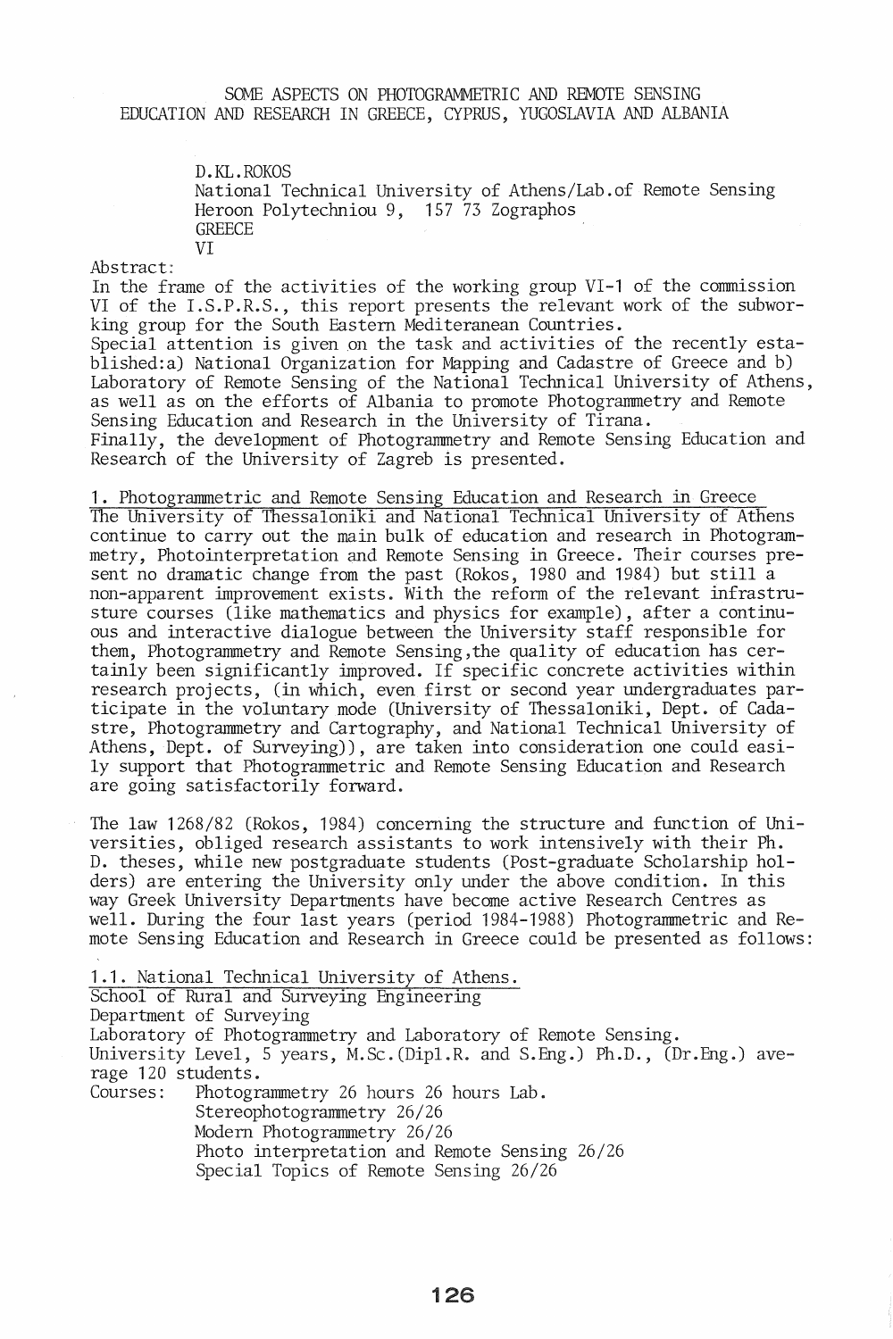# SOME ASPECTS ON PHOTOGRAMMETRIC AND REMOTE SENSING EDUCATION AND RESEARCH IN GREECE, CYPRUS, YUGOSLAVIA AND ALBANIA

D.KL.ROKOS
National Technical University of Athens/Lab.of Remote Sensing
Heroon Polytechniou 9, 157 73 Zographos
GREECE
VI

Abstract:

In the frame of the activities of the working group VI-1 of the commission VI of the I.S.P.R.S., this report presents the relevant work of the subworking group for the South Eastern Mediteranean Countries.
Special attention is given on the task and activities of the recently established: a) National Organization for Mapping and Cadastre of Greece and b) Laboratory of Remote Sensing of the National Technical University of Athens, as well as on the efforts of Albania to promote Photogrammetry and Remote Sensing Education and Research in the University of Tirana.
Finally, the development of Photogrammetry and Remote Sensing Education and Research of the University of Zagreb is presented.

## 1. Photogrammetric and Remote Sensing Education and Research in Greece

The University of Thessaloniki and National Technical University of Athens continue to carry out the main bulk of education and research in Photogrammetry, Photointerpretation and Remote Sensing in Greece. Their courses present no dramatic change from the past (Rokos, 1980 and 1984) but still a non-apparent improvement exists. With the reform of the relevant infrastrusture courses (like mathematics and physics for example), after a continuous and interactive dialogue between the University staff responsible for them, Photogrammetry and Remote Sensing, the quality of education has certainly been significantly improved. If specific concrete activities within research projects, (in which, even first or second year undergraduates participate in the voluntary mode (University of Thessaloniki, Dept. of Cadastre, Photogrammetry and Cartography, and National Technical University of Athens, Dept. of Surveying)), are taken into consideration one could easily support that Photogrammetric and Remote Sensing Education and Research are going satisfactorily forward.

The law 1268/82 (Rokos, 1984) concerning the structure and function of Universities, obliged research assistants to work intensively with their Ph. D. theses, while new postgraduate students (Post-graduate Scholarship holders) are entering the University only under the above condition. In this way Greek University Departments have become active Research Centres as well. During the four last years (period 1984-1988) Photogrammetric and Remote Sensing Education and Research in Greece could be presented as follows:

### 1.1. National Technical University of Athens.

School of Rural and Surveying Engineering
Department of Surveying
Laboratory of Photogrammetry and Laboratory of Remote Sensing.
University Level, 5 years, M.Sc.(Dipl.R. and S.Eng.) Ph.D., (Dr.Eng.) average 120 students.

Courses:
- Photogrammetry 26 hours 26 hours Lab.
- Stereophotogrammetry 26/26
- Modern Photogrammetry 26/26
- Photo interpretation and Remote Sensing 26/26
- Special Topics of Remote Sensing 26/26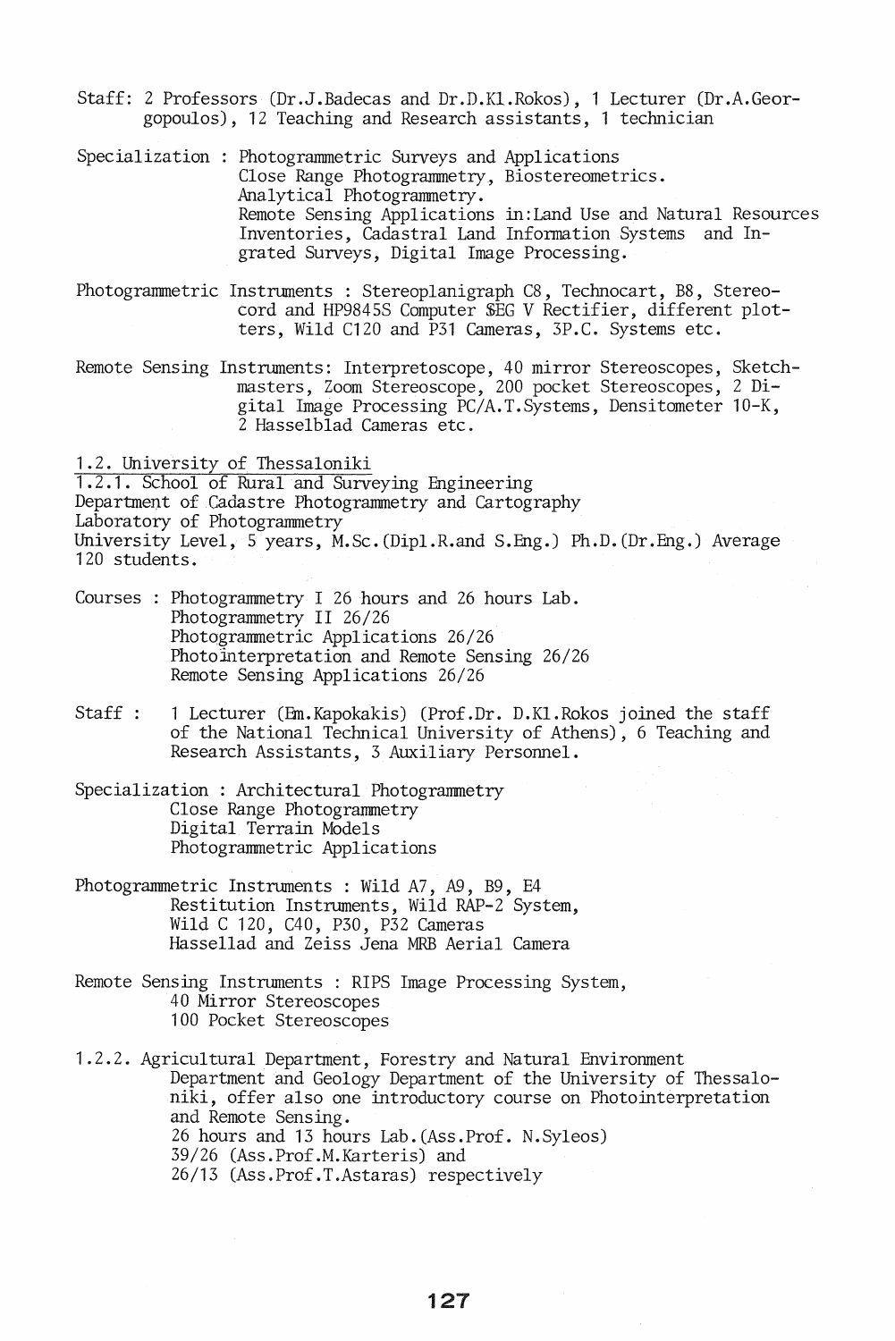Staff: 2 Professors (Dr.J.Badecas and Dr.D.Kl.Rokos), 1 Lecturer (Dr.A.Georgopoulos), 12 Teaching and Research assistants, 1 technician

Specialization : Photogrammetric Surveys and Applications
Close Range Photogrammetry, Biostereometrics.
Analytical Photogrammetry.
Remote Sensing Applications in:Land Use and Natural Resources Inventories, Cadastral Land Information Systems and Ingrated Surveys, Digital Image Processing.

Photogrammetric Instruments : Stereoplanigraph C8, Technocart, B8, Stereocord and HP9845S Computer $EG V Rectifier, different plotters, Wild C120 and P31 Cameras, 3P.C. Systems etc.

Remote Sensing Instruments: Interpretoscope, 40 mirror Stereoscopes, Sketchmasters, Zoom Stereoscope, 200 pocket Stereoscopes, 2 Digital Image Processing PC/A.T.Systems, Densitometer 10-K, 2 Hasselblad Cameras etc.

## 1.2. University of Thessaloniki

### 1.2.1. School of Rural and Surveying Engineering

Department of Cadastre Photogrammetry and Cartography
Laboratory of Photogrammetry
University Level, 5 years, M.Sc.(Dipl.R.and S.Eng.) Ph.D.(Dr.Eng.) Average 120 students.

Courses : Photogrammetry I 26 hours and 26 hours Lab.
Photogrammetry II 26/26
Photogrammetric Applications 26/26
Photointerpretation and Remote Sensing 26/26
Remote Sensing Applications 26/26

Staff : 1 Lecturer (Em.Kapokakis) (Prof.Dr. D.Kl.Rokos joined the staff of the National Technical University of Athens), 6 Teaching and Research Assistants, 3 Auxiliary Personnel.

Specialization : Architectural Photogrammetry
Close Range Photogrammetry
Digital Terrain Models
Photogrammetric Applications

Photogrammetric Instruments : Wild A7, A9, B9, E4
Restitution Instruments, Wild RAP-2 System,
Wild C 120, C40, P30, P32 Cameras
Hassellad and Zeiss Jena MRB Aerial Camera

Remote Sensing Instruments : RIPS Image Processing System,
40 Mirror Stereoscopes
100 Pocket Stereoscopes

### 1.2.2. Agricultural Department, Forestry and Natural Environment Department and Geology Department of the University of Thessaloniki, offer also one introductory course on Photointerpretation and Remote Sensing.

26 hours and 13 hours Lab.(Ass.Prof. N.Syleos)
39/26 (Ass.Prof.M.Karteris) and
26/13 (Ass.Prof.T.Astaras) respectively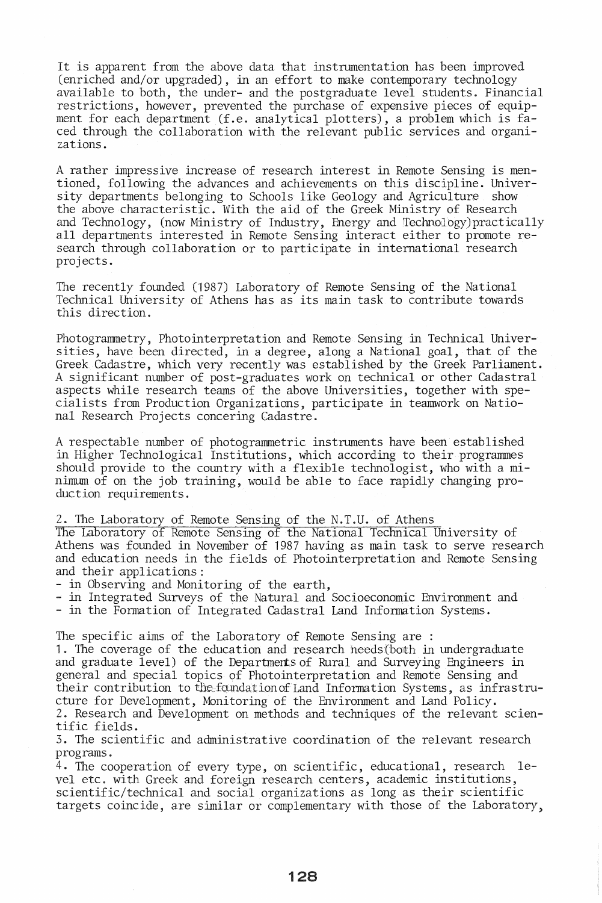It is apparent from the above data that instrumentation has been improved (enriched and/or upgraded), in an effort to make contemporary technology available to both, the under- and the postgraduate level students. Financial restrictions, however, prevented the purchase of expensive pieces of equipment for each department (f.e. analytical plotters), a problem which is faced through the collaboration with the relevant public services and organizations.

A rather impressive increase of research interest in Remote Sensing is mentioned, following the advances and achievements on this discipline. University departments belonging to Schools like Geology and Agriculture show the above characteristic. With the aid of the Greek Ministry of Research and Technology, (now Ministry of Industry, Energy and Technology)practically all departments interested in Remote Sensing interact either to promote research through collaboration or to participate in international research projects.

The recently founded (1987) Laboratory of Remote Sensing of the National Technical University of Athens has as its main task to contribute towards this direction.

Photogrammetry, Photointerpretation and Remote Sensing in Technical Universities, have been directed, in a degree, along a National goal, that of the Greek Cadastre, which very recently was established by the Greek Parliament. A significant number of post-graduates work on technical or other Cadastral aspects while research teams of the above Universities, together with specialists from Production Organizations, participate in teamwork on National Research Projects concering Cadastre.

A respectable number of photogrammetric instruments have been established in Higher Technological Institutions, which according to their programmes should provide to the country with a flexible technologist, who with a minimum of on the job training, would be able to face rapidly changing production requirements.

## 2. The Laboratory of Remote Sensing of the N.T.U. of Athens

The Laboratory of Remote Sensing of the National Technical University of Athens was founded in November of 1987 having as main task to serve research and education needs in the fields of Photointerpretation and Remote Sensing and their applications:

- in Observing and Monitoring of the earth,
- in Integrated Surveys of the Natural and Socioeconomic Environment and
- in the Formation of Integrated Cadastral Land Information Systems.

The specific aims of the Laboratory of Remote Sensing are :

1. The coverage of the education and research needs(both in undergraduate and graduate level) of the Departments of Rural and Surveying Engineers in general and special topics of Photointerpretation and Remote Sensing and their contribution to the foundation of Land Information Systems, as infrastructure for Development, Monitoring of the Environment and Land Policy.
2. Research and Development on methods and techniques of the relevant scientific fields.
3. The scientific and administrative coordination of the relevant research programs.
4. The cooperation of every type, on scientific, educational, research level etc. with Greek and foreign research centers, academic institutions, scientific/technical and social organizations as long as their scientific targets coincide, are similar or complementary with those of the Laboratory,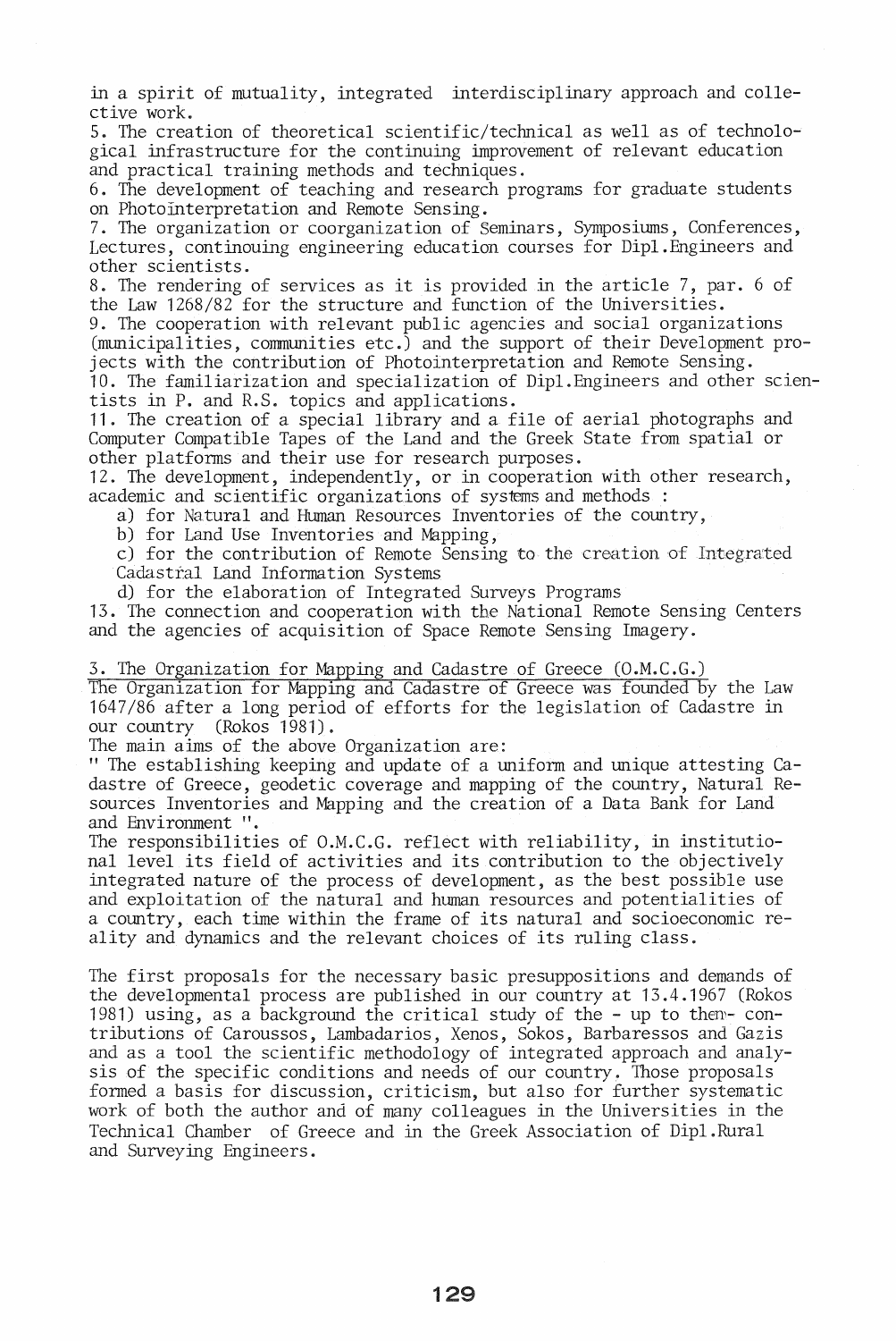in a spirit of mutuality, integrated interdisciplinary approach and collective work.

5. The creation of theoretical scientific/technical as well as of technological infrastructure for the continuing improvement of relevant education and practical training methods and techniques.

6. The development of teaching and research programs for graduate students on Photointerpretation and Remote Sensing.

7. The organization or coorganization of Seminars, Symposiums, Conferences, Lectures, continouing engineering education courses for Dipl.Engineers and other scientists.

8. The rendering of services as it is provided in the article 7, par. 6 of the Law 1268/82 for the structure and function of the Universities.

9. The cooperation with relevant public agencies and social organizations (municipalities, communities etc.) and the support of their Development projects with the contribution of Photointerpretation and Remote Sensing.

10. The familiarization and specialization of Dipl.Engineers and other scientists in P. and R.S. topics and applications.

11. The creation of a special library and a file of aerial photographs and Computer Compatible Tapes of the Land and the Greek State from spatial or other platforms and their use for research purposes.

12. The development, independently, or in cooperation with other research, academic and scientific organizations of systems and methods :

a) for Natural and Human Resources Inventories of the country,

b) for Land Use Inventories and Mapping,

c) for the contribution of Remote Sensing to the creation of Integrated Cadastral Land Information Systems

d) for the elaboration of Integrated Surveys Programs

13. The connection and cooperation with the National Remote Sensing Centers and the agencies of acquisition of Space Remote Sensing Imagery.

## 3. The Organization for Mapping and Cadastre of Greece (O.M.C.G.)

The Organization for Mapping and Cadastre of Greece was founded by the Law 1647/86 after a long period of efforts for the legislation of Cadastre in our country (Rokos 1981).

The main aims of the above Organization are:

" The establishing keeping and update of a uniform and unique attesting Cadastre of Greece, geodetic coverage and mapping of the country, Natural Resources Inventories and Mapping and the creation of a Data Bank for Land and Environment ".

The responsibilities of O.M.C.G. reflect with reliability, in institutional level its field of activities and its contribution to the objectively integrated nature of the process of development, as the best possible use and exploitation of the natural and human resources and potentialities of a country, each time within the frame of its natural and socioeconomic reality and dynamics and the relevant choices of its ruling class.

The first proposals for the necessary basic presuppositions and demands of the developmental process are published in our country at 13.4.1967 (Rokos 1981) using, as a background the critical study of the - up to then- contributions of Caroussos, Lambadarios, Xenos, Sokos, Barbaressos and Gazis and as a tool the scientific methodology of integrated approach and analysis of the specific conditions and needs of our country. Those proposals formed a basis for discussion, criticism, but also for further systematic work of both the author and of many colleagues in the Universities in the Technical Chamber of Greece and in the Greek Association of Dipl.Rural and Surveying Engineers.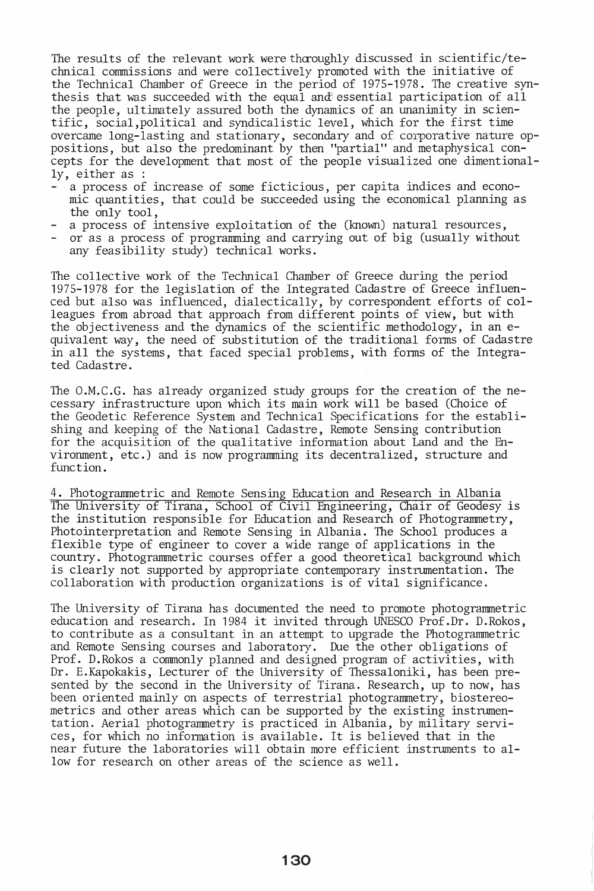The results of the relevant work were thoroughly discussed in scientific/technical commissions and were collectively promoted with the initiative of the Technical Chamber of Greece in the period of 1975-1978. The creative synthesis that was succeeded with the equal and essential participation of all the people, ultimately assured both the dynamics of an unanimity in scientific, social,political and syndicalistic level, which for the first time overcame long-lasting and stationary, secondary and of corporative nature oppositions, but also the predominant by then "partial" and metaphysical concepts for the development that most of the people visualized one dimentionally, either as :

- a process of increase of some ficticious, per capita indices and economic quantities, that could be succeeded using the economical planning as the only tool,
- a process of intensive exploitation of the (known) natural resources,
- or as a process of programming and carrying out of big (usually without any feasibility study) technical works.

The collective work of the Technical Chamber of Greece during the period 1975-1978 for the legislation of the Integrated Cadastre of Greece influenced but also was influenced, dialectically, by correspondent efforts of colleagues from abroad that approach from different points of view, but with the objectiveness and the dynamics of the scientific methodology, in an equivalent way, the need of substitution of the traditional forms of Cadastre in all the systems, that faced special problems, with forms of the Integrated Cadastre.

The O.M.C.G. has already organized study groups for the creation of the necessary infrastructure upon which its main work will be based (Choice of the Geodetic Reference System and Technical Specifications for the establishing and keeping of the National Cadastre, Remote Sensing contribution for the acquisition of the qualitative information about Land and the Environment, etc.) and is now programming its decentralized, structure and function.

## 4. Photogrammetric and Remote Sensing Education and Research in Albania

The University of Tirana, School of Civil Engineering, Chair of Geodesy is the institution responsible for Education and Research of Photogrammetry, Photointerpretation and Remote Sensing in Albania. The School produces a flexible type of engineer to cover a wide range of applications in the country. Photogrammetric courses offer a good theoretical background which is clearly not supported by appropriate contemporary instrumentation. The collaboration with production organizations is of vital significance.

The University of Tirana has documented the need to promote photogrammetric education and research. In 1984 it invited through UNESCO Prof.Dr. D.Rokos, to contribute as a consultant in an attempt to upgrade the Photogrammetric and Remote Sensing courses and laboratory. Due the other obligations of Prof. D.Rokos a commonly planned and designed program of activities, with Dr. E.Kapokakis, Lecturer of the University of Thessaloniki, has been presented by the second in the University of Tirana. Research, up to now, has been oriented mainly on aspects of terrestrial photogrammetry, biostereometrics and other areas which can be supported by the existing instrumentation. Aerial photogrammetry is practiced in Albania, by military services, for which no information is available. It is believed that in the near future the laboratories will obtain more efficient instruments to allow for research on other areas of the science as well.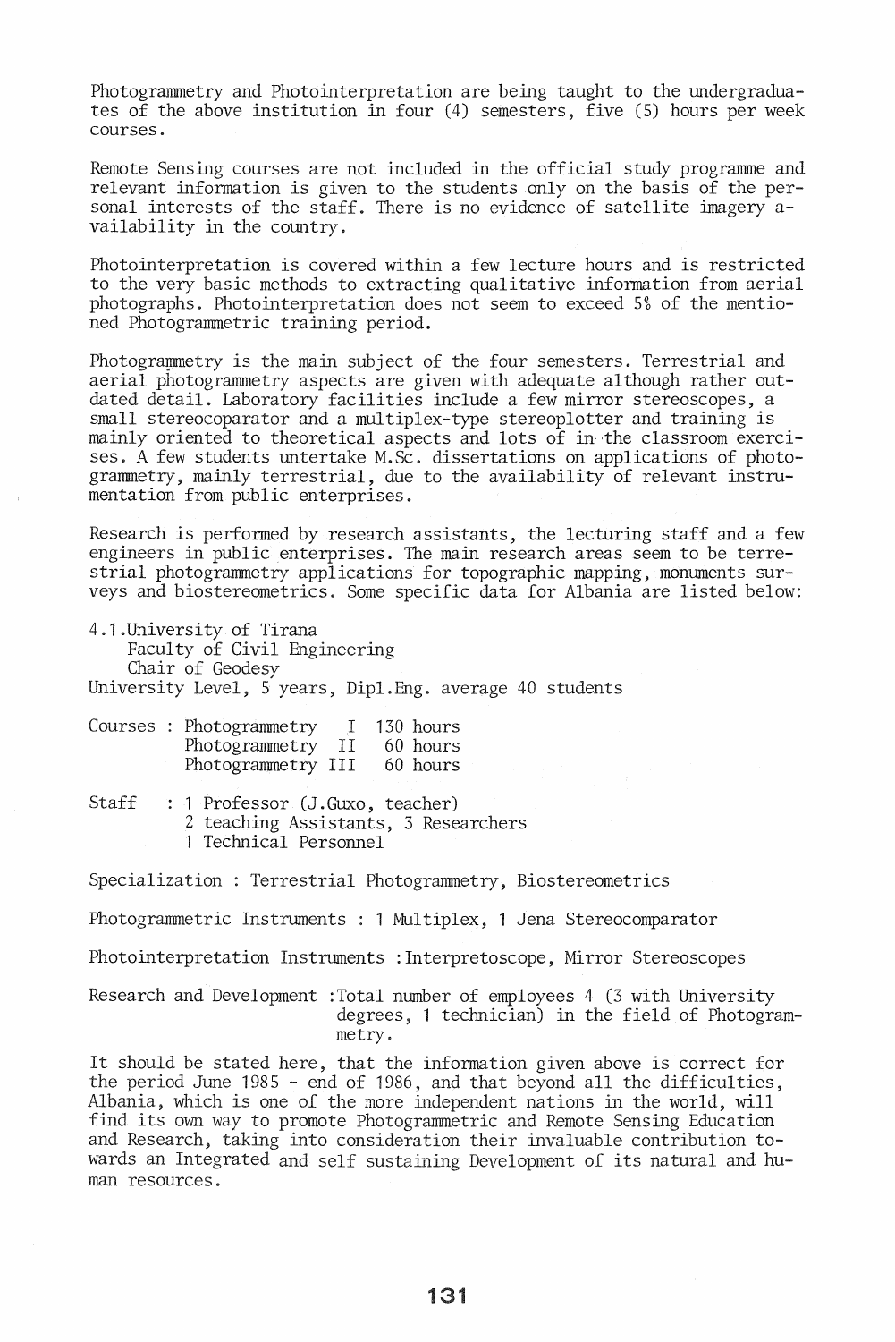Photogrammetry and Photointerpretation are being taught to the undergraduates of the above institution in four (4) semesters, five (5) hours per week courses.

Remote Sensing courses are not included in the official study programme and relevant information is given to the students only on the basis of the personal interests of the staff. There is no evidence of satellite imagery availability in the country.

Photointerpretation is covered within a few lecture hours and is restricted to the very basic methods to extracting qualitative information from aerial photographs. Photointerpretation does not seem to exceed 5% of the mentioned Photogrammetric training period.

Photogrammetry is the main subject of the four semesters. Terrestrial and aerial photogrammetry aspects are given with adequate although rather outdated detail. Laboratory facilities include a few mirror stereoscopes, a small stereocoparator and a multiplex-type stereoplotter and training is mainly oriented to theoretical aspects and lots of in the classroom exercises. A few students untertake M.Sc. dissertations on applications of photogrammetry, mainly terrestrial, due to the availability of relevant instrumentation from public enterprises.

Research is performed by research assistants, the lecturing staff and a few engineers in public enterprises. The main research areas seem to be terrestrial photogrammetry applications for topographic mapping, monuments surveys and biostereometrics. Some specific data for Albania are listed below:

4.1. University of Tirana
Faculty of Civil Engineering
Chair of Geodesy
University Level, 5 years, Dipl.Eng. average 40 students

Courses : Photogrammetry I 130 hours
Photogrammetry II 60 hours
Photogrammetry III 60 hours

Staff : 1 Professor (J.Guxo, teacher)
2 teaching Assistants, 3 Researchers
1 Technical Personnel

Specialization : Terrestrial Photogrammetry, Biostereometrics

Photogrammetric Instruments : 1 Multiplex, 1 Jena Stereocomparator

Photointerpretation Instruments : Interpretoscope, Mirror Stereoscopes

Research and Development : Total number of employees 4 (3 with University degrees, 1 technician) in the field of Photogrammetry.

It should be stated here, that the information given above is correct for the period June 1985 - end of 1986, and that beyond all the difficulties, Albania, which is one of the more independent nations in the world, will find its own way to promote Photogrammetric and Remote Sensing Education and Research, taking into consideration their invaluable contribution towards an Integrated and self sustaining Development of its natural and human resources.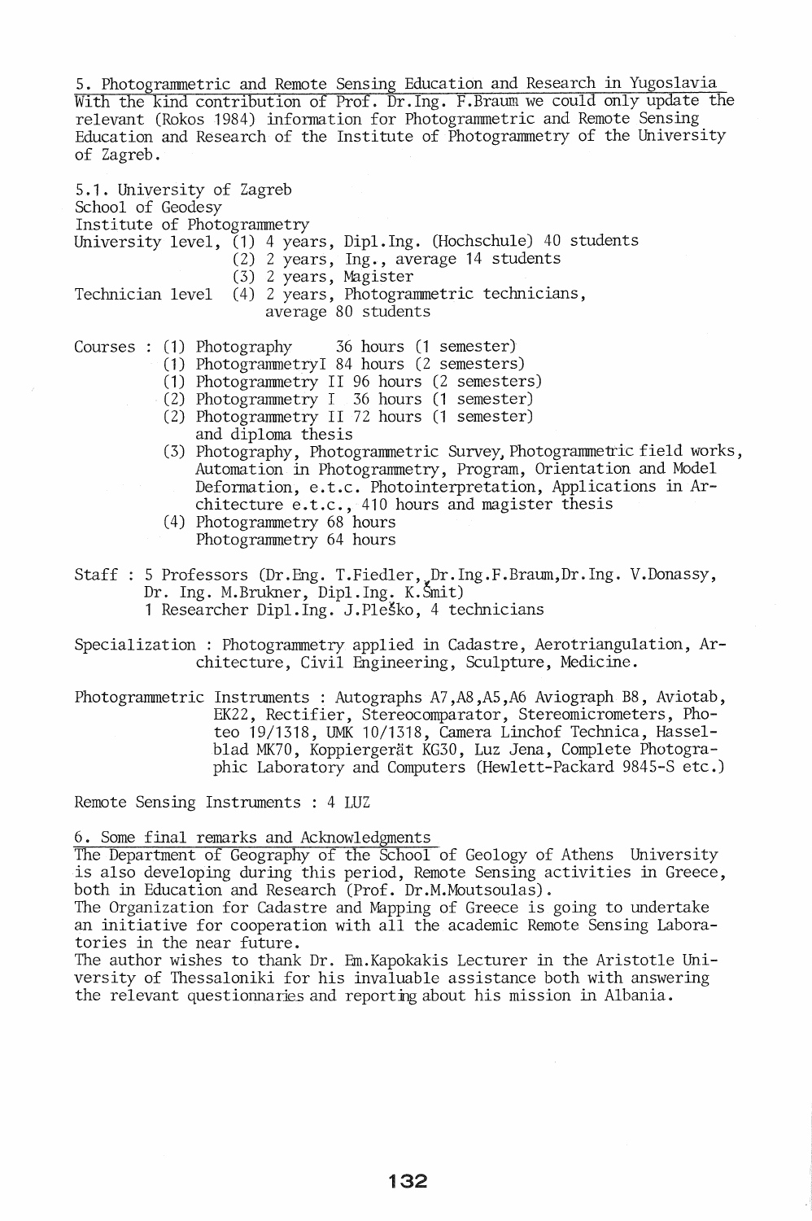## 5. Photogrammetric and Remote Sensing Education and Research in Yugoslavia

With the kind contribution of Prof. Dr.Ing. F.Braum we could only update the relevant (Rokos 1984) information for Photogrammetric and Remote Sensing Education and Research of the Institute of Photogrammetry of the University of Zagreb.

### 5.1. University of Zagreb

School of Geodesy
Institute of Photogrammetry
University level, (1) 4 years, Dipl.Ing. (Hochschule) 40 students
(2) 2 years, Ing., average 14 students
(3) 2 years, Magister
Technician level (4) 2 years, Photogrammetric technicians, average 80 students

Courses :
- (1) Photography 36 hours (1 semester)
- (1) PhotogrammetryI 84 hours (2 semesters)
- (1) Photogrammetry II 96 hours (2 semesters)
- (2) Photogrammetry I 36 hours (1 semester)
- (2) Photogrammetry II 72 hours (1 semester) and diploma thesis
- (3) Photography, Photogrammetric Survey, Photogrammetric field works, Automation in Photogrammetry, Program, Orientation and Model Deformation, e.t.c. Photointerpretation, Applications in Architecture e.t.c., 410 hours and magister thesis
- (4) Photogrammetry 68 hours
  Photogrammetry 64 hours

Staff : 5 Professors (Dr.Eng. T.Fiedler, Dr.Ing.F.Braum, Dr.Ing. V.Donassy, Dr. Ing. M.Brukner, Dipl.Ing. K.Šmit)
1 Researcher Dipl.Ing. J.Pleško, 4 technicians

Specialization : Photogrammetry applied in Cadastre, Aerotriangulation, Architecture, Civil Engineering, Sculpture, Medicine.

Photogrammetric Instruments : Autographs A7,A8,A5,A6 Aviograph B8, Aviotab, EK22, Rectifier, Stereocomparator, Stereomicrometers, Photeo 19/1318, UMK 10/1318, Camera Linchof Technica, Hasselblad MK70, Koppiergerät KG30, Luz Jena, Complete Photographic Laboratory and Computers (Hewlett-Packard 9845-S etc.)

Remote Sensing Instruments : 4 LUZ

## 6. Some final remarks and Acknowledgments

The Department of Geography of the School of Geology of Athens University is also developing during this period, Remote Sensing activities in Greece, both in Education and Research (Prof. Dr.M.Moutsoulas).
The Organization for Cadastre and Mapping of Greece is going to undertake an initiative for cooperation with all the academic Remote Sensing Laboratories in the near future.
The author wishes to thank Dr. Em.Kapokakis Lecturer in the Aristotle University of Thessaloniki for his invaluable assistance both with answering the relevant questionnaries and reporting about his mission in Albania.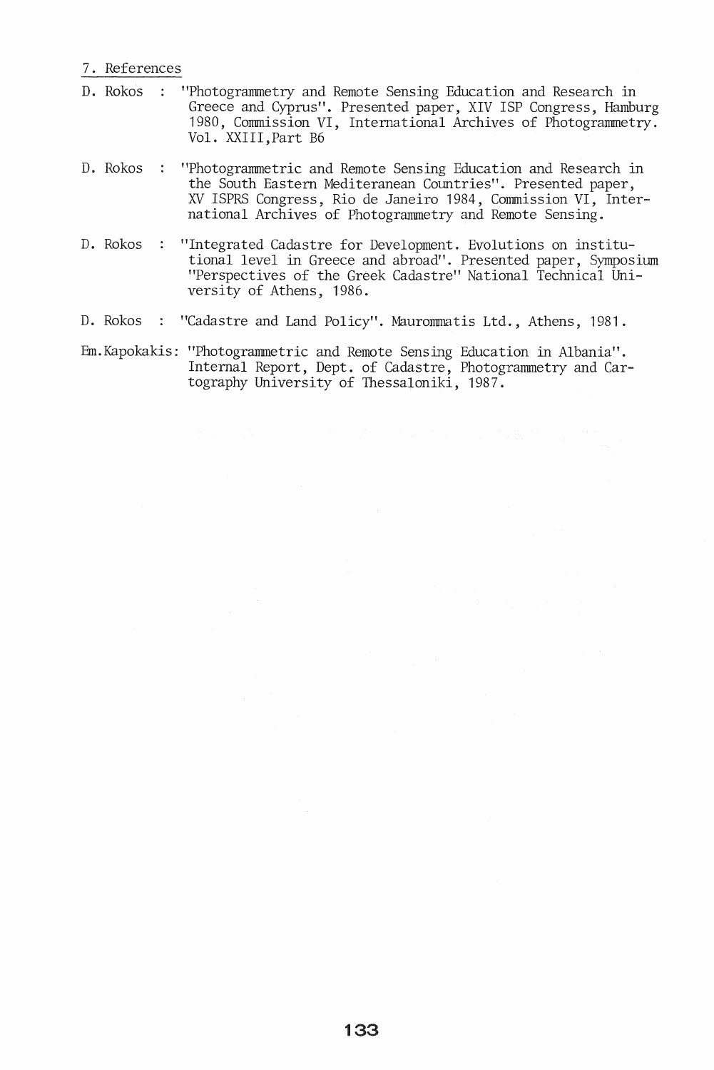## 7. References

D. Rokos : "Photogrammetry and Remote Sensing Education and Research in Greece and Cyprus". Presented paper, XIV ISP Congress, Hamburg 1980, Commission VI, International Archives of Photogrammetry. Vol. XXIII,Part B6

D. Rokos : "Photogrammetric and Remote Sensing Education and Research in the South Eastern Mediteranean Countries". Presented paper, XV ISPRS Congress, Rio de Janeiro 1984, Commission VI, International Archives of Photogrammetry and Remote Sensing.

D. Rokos : "Integrated Cadastre for Development. Evolutions on institutional level in Greece and abroad". Presented paper, Symposium "Perspectives of the Greek Cadastre" National Technical University of Athens, 1986.

D. Rokos : "Cadastre and Land Policy". Maurommatis Ltd., Athens, 1981.

Em.Kapokakis: "Photogrammetric and Remote Sensing Education in Albania". Internal Report, Dept. of Cadastre, Photogrammetry and Cartography University of Thessaloniki, 1987.